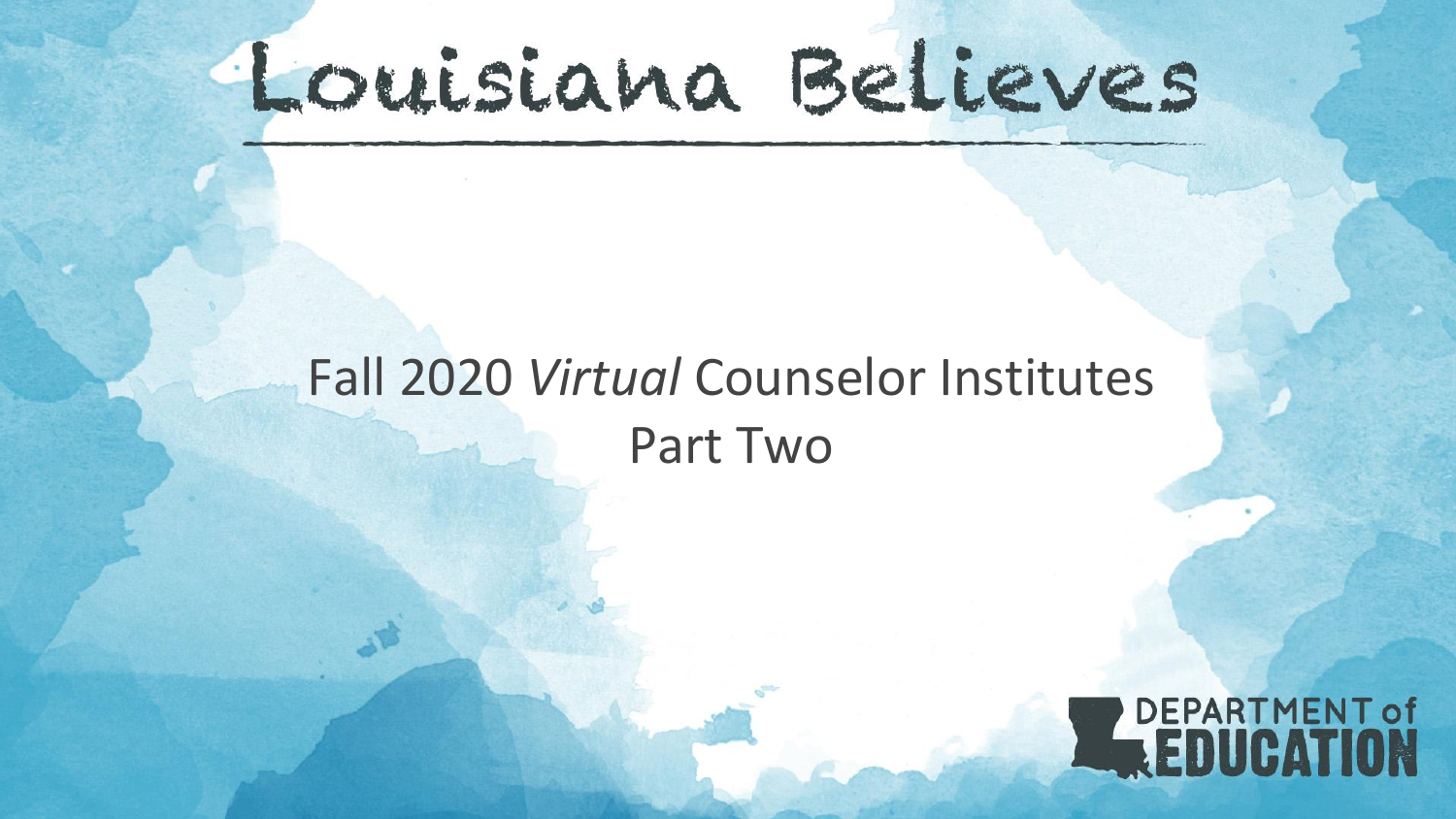# Louisiana Believes

## Fall 2020 *Virtual* Counselor Institutes
## Part Two

DEPARTMENT of EDUCATION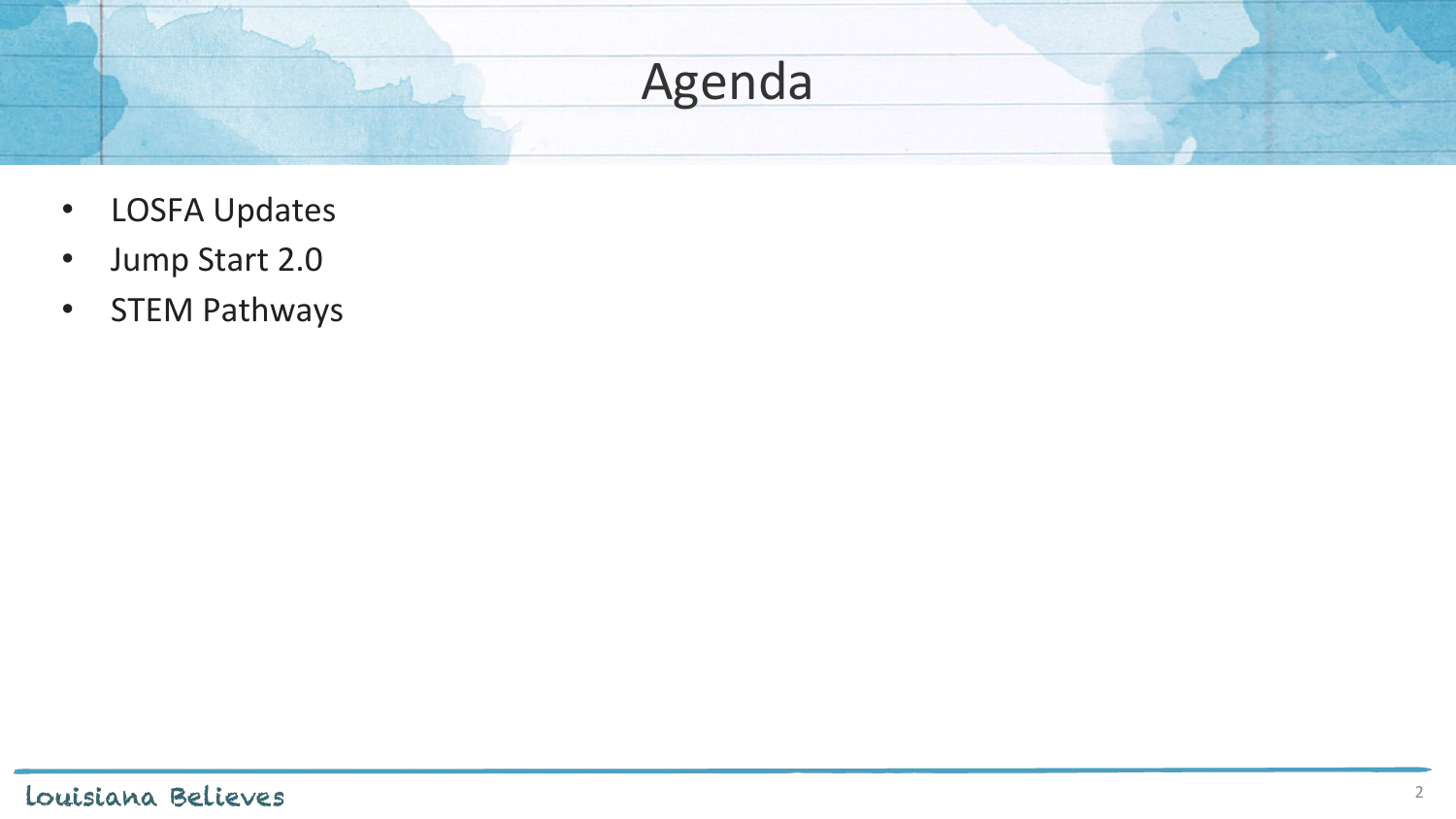# Agenda

- LOSFA Updates
- Jump Start 2.0
- STEM Pathways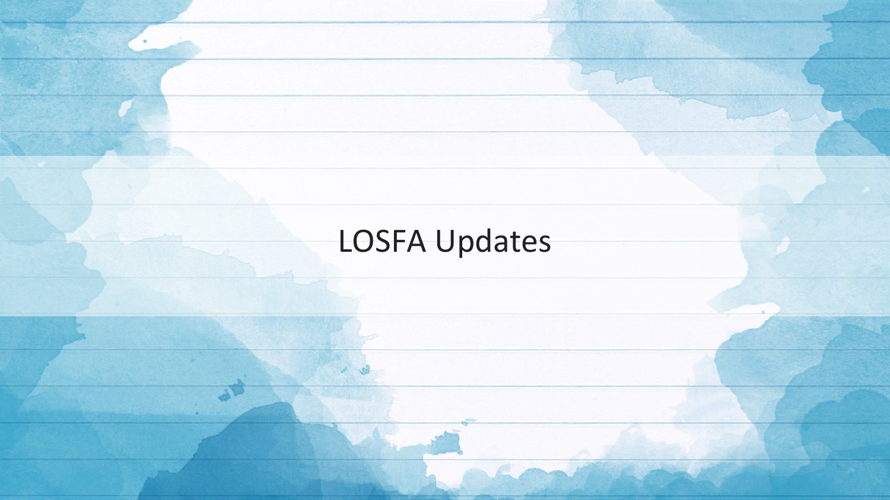# LOSFA Updates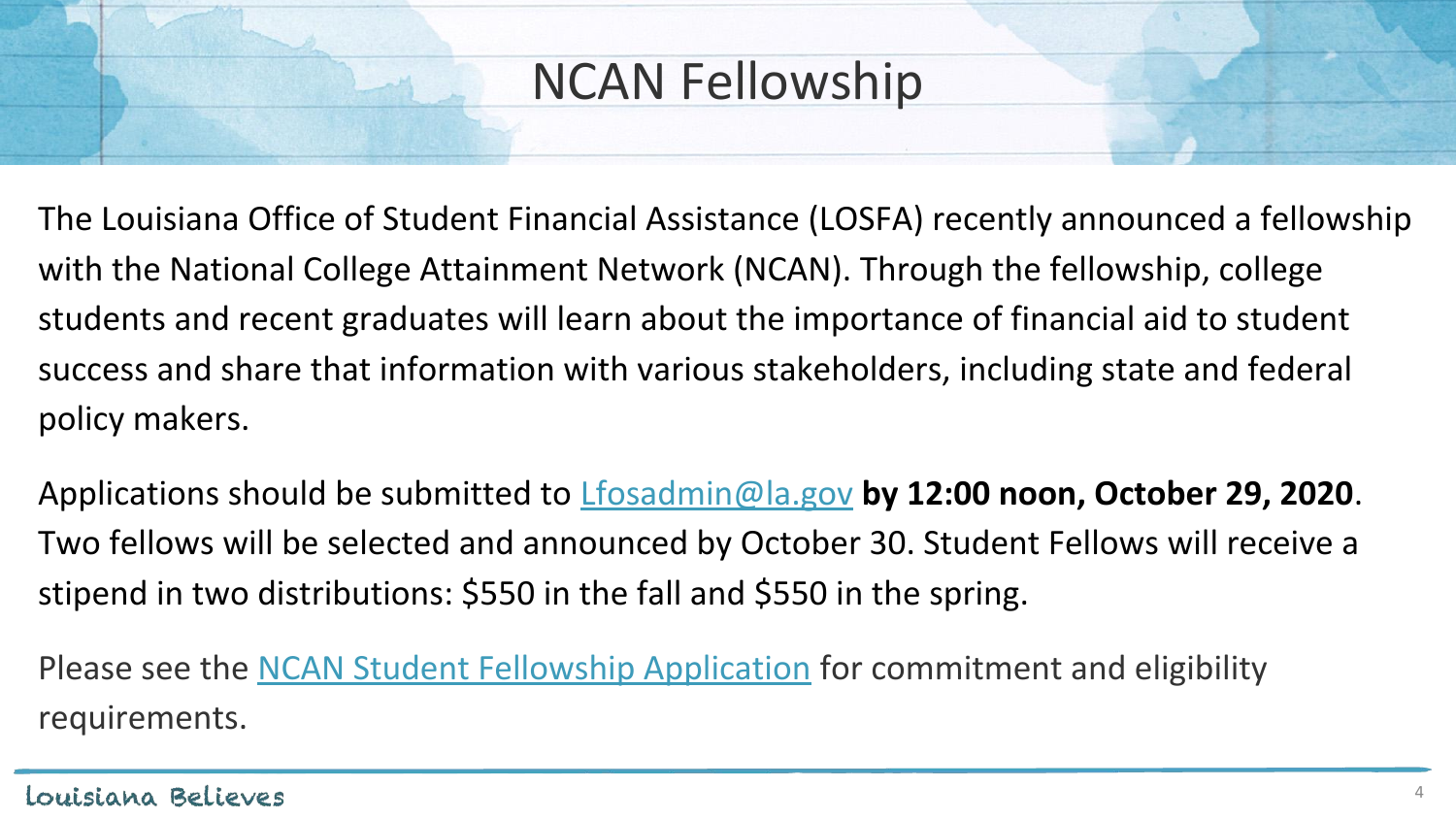# NCAN Fellowship

The Louisiana Office of Student Financial Assistance (LOSFA) recently announced a fellowship with the National College Attainment Network (NCAN). Through the fellowship, college students and recent graduates will learn about the importance of financial aid to student success and share that information with various stakeholders, including state and federal policy makers.

Applications should be submitted to Lfosadmin@la.gov **by 12:00 noon, October 29, 2020**. Two fellows will be selected and announced by October 30. Student Fellows will receive a stipend in two distributions: $550 in the fall and $550 in the spring.

Please see the NCAN Student Fellowship Application for commitment and eligibility requirements.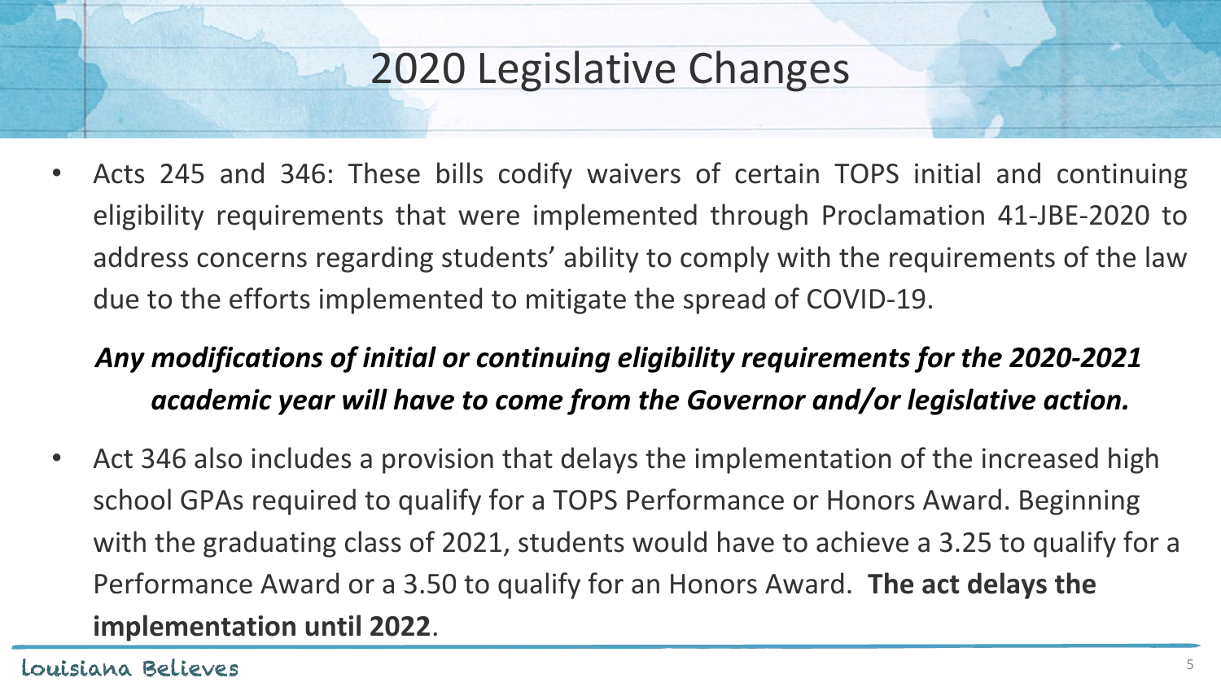# 2020 Legislative Changes

- Acts 245 and 346: These bills codify waivers of certain TOPS initial and continuing eligibility requirements that were implemented through Proclamation 41-JBE-2020 to address concerns regarding students' ability to comply with the requirements of the law due to the efforts implemented to mitigate the spread of COVID-19.

***Any modifications of initial or continuing eligibility requirements for the 2020-2021 academic year will have to come from the Governor and/or legislative action.***

- Act 346 also includes a provision that delays the implementation of the increased high school GPAs required to qualify for a TOPS Performance or Honors Award. Beginning with the graduating class of 2021, students would have to achieve a 3.25 to qualify for a Performance Award or a 3.50 to qualify for an Honors Award. **The act delays the implementation until 2022**.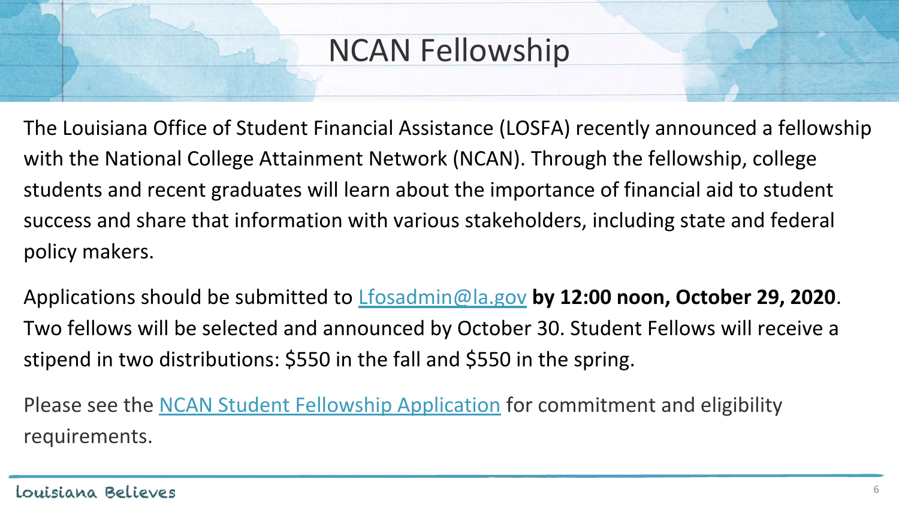# NCAN Fellowship

The Louisiana Office of Student Financial Assistance (LOSFA) recently announced a fellowship with the National College Attainment Network (NCAN). Through the fellowship, college students and recent graduates will learn about the importance of financial aid to student success and share that information with various stakeholders, including state and federal policy makers.

Applications should be submitted to Lfosadmin@la.gov **by 12:00 noon, October 29, 2020**. Two fellows will be selected and announced by October 30. Student Fellows will receive a stipend in two distributions: $550 in the fall and $550 in the spring.

Please see the NCAN Student Fellowship Application for commitment and eligibility requirements.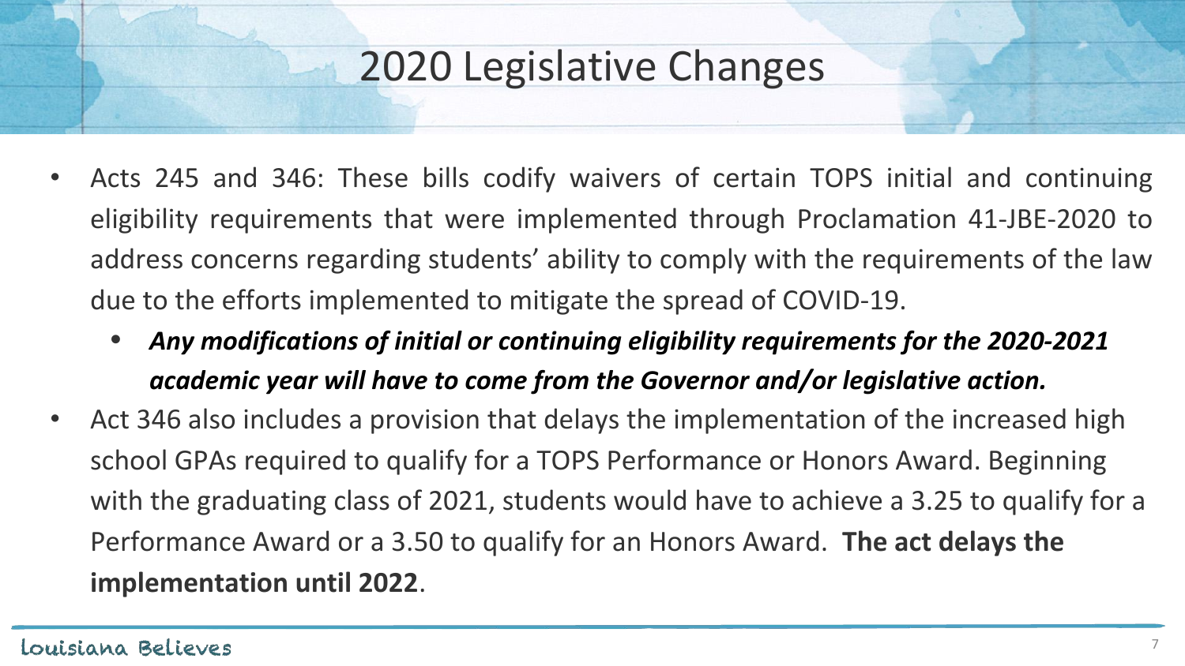# 2020 Legislative Changes

- Acts 245 and 346: These bills codify waivers of certain TOPS initial and continuing eligibility requirements that were implemented through Proclamation 41-JBE-2020 to address concerns regarding students' ability to comply with the requirements of the law due to the efforts implemented to mitigate the spread of COVID-19.
  - ***Any modifications of initial or continuing eligibility requirements for the 2020-2021 academic year will have to come from the Governor and/or legislative action.***
- Act 346 also includes a provision that delays the implementation of the increased high school GPAs required to qualify for a TOPS Performance or Honors Award. Beginning with the graduating class of 2021, students would have to achieve a 3.25 to qualify for a Performance Award or a 3.50 to qualify for an Honors Award. **The act delays the implementation until 2022**.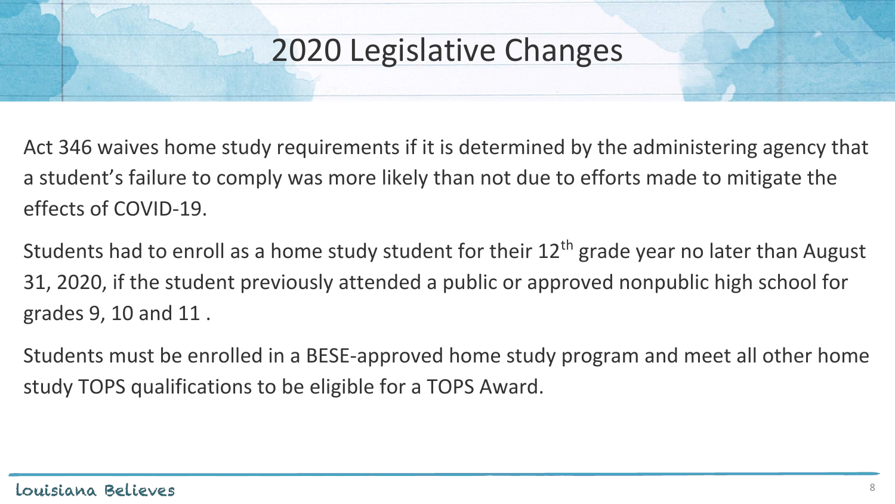# 2020 Legislative Changes

Act 346 waives home study requirements if it is determined by the administering agency that a student's failure to comply was more likely than not due to efforts made to mitigate the effects of COVID-19.

Students had to enroll as a home study student for their 12th grade year no later than August 31, 2020, if the student previously attended a public or approved nonpublic high school for grades 9, 10 and 11 .

Students must be enrolled in a BESE-approved home study program and meet all other home study TOPS qualifications to be eligible for a TOPS Award.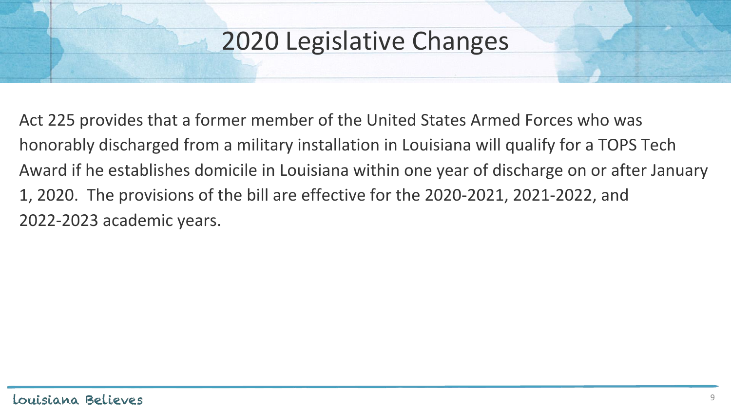# 2020 Legislative Changes

Act 225 provides that a former member of the United States Armed Forces who was honorably discharged from a military installation in Louisiana will qualify for a TOPS Tech Award if he establishes domicile in Louisiana within one year of discharge on or after January 1, 2020. The provisions of the bill are effective for the 2020-2021, 2021-2022, and 2022-2023 academic years.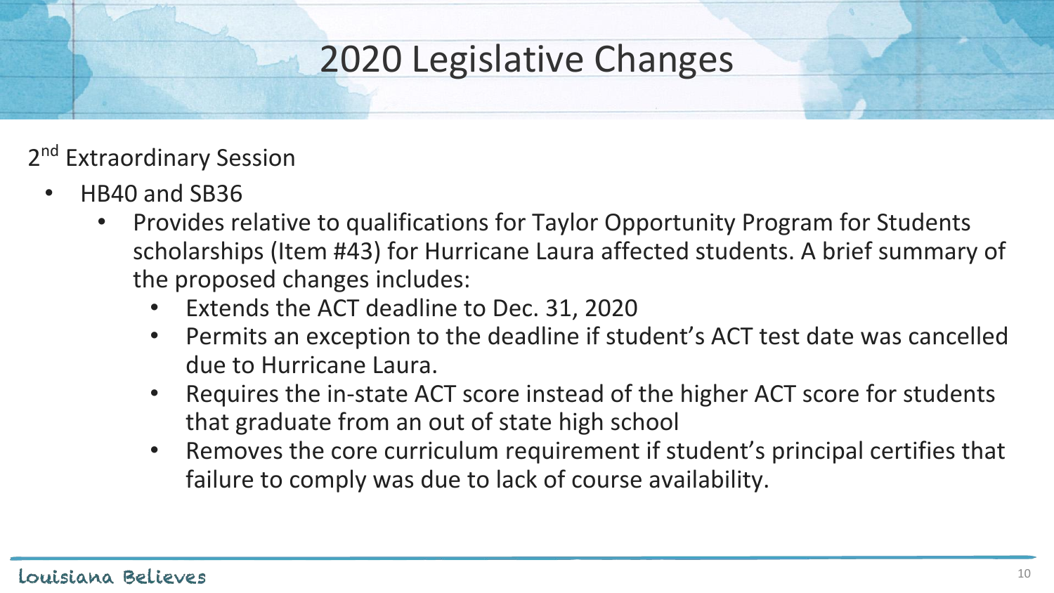# 2020 Legislative Changes

2nd Extraordinary Session

- HB40 and SB36
  - Provides relative to qualifications for Taylor Opportunity Program for Students scholarships (Item #43) for Hurricane Laura affected students. A brief summary of the proposed changes includes:
    - Extends the ACT deadline to Dec. 31, 2020
    - Permits an exception to the deadline if student's ACT test date was cancelled due to Hurricane Laura.
    - Requires the in-state ACT score instead of the higher ACT score for students that graduate from an out of state high school
    - Removes the core curriculum requirement if student's principal certifies that failure to comply was due to lack of course availability.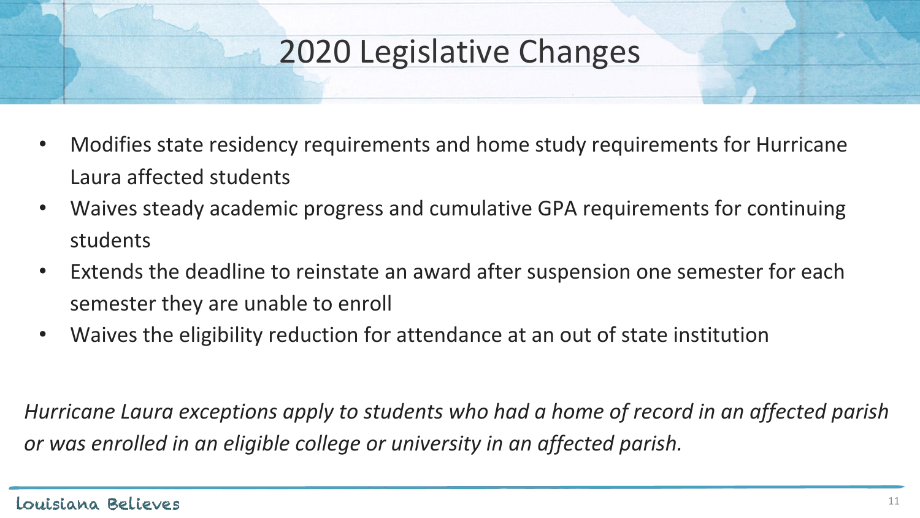# 2020 Legislative Changes

- Modifies state residency requirements and home study requirements for Hurricane Laura affected students
- Waives steady academic progress and cumulative GPA requirements for continuing students
- Extends the deadline to reinstate an award after suspension one semester for each semester they are unable to enroll
- Waives the eligibility reduction for attendance at an out of state institution

*Hurricane Laura exceptions apply to students who had a home of record in an affected parish or was enrolled in an eligible college or university in an affected parish.*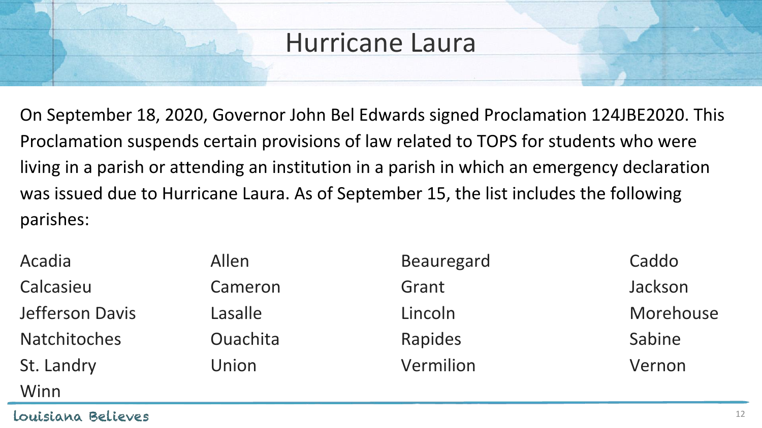# Hurricane Laura

On September 18, 2020, Governor John Bel Edwards signed Proclamation 124JBE2020. This Proclamation suspends certain provisions of law related to TOPS for students who were living in a parish or attending an institution in a parish in which an emergency declaration was issued due to Hurricane Laura. As of September 15, the list includes the following parishes:

- Acadia
- Allen
- Beauregard
- Caddo
- Calcasieu
- Cameron
- Grant
- Jackson
- Jefferson Davis
- Lasalle
- Lincoln
- Morehouse
- Natchitoches
- Ouachita
- Rapides
- Sabine
- St. Landry
- Union
- Vermilion
- Vernon
- Winn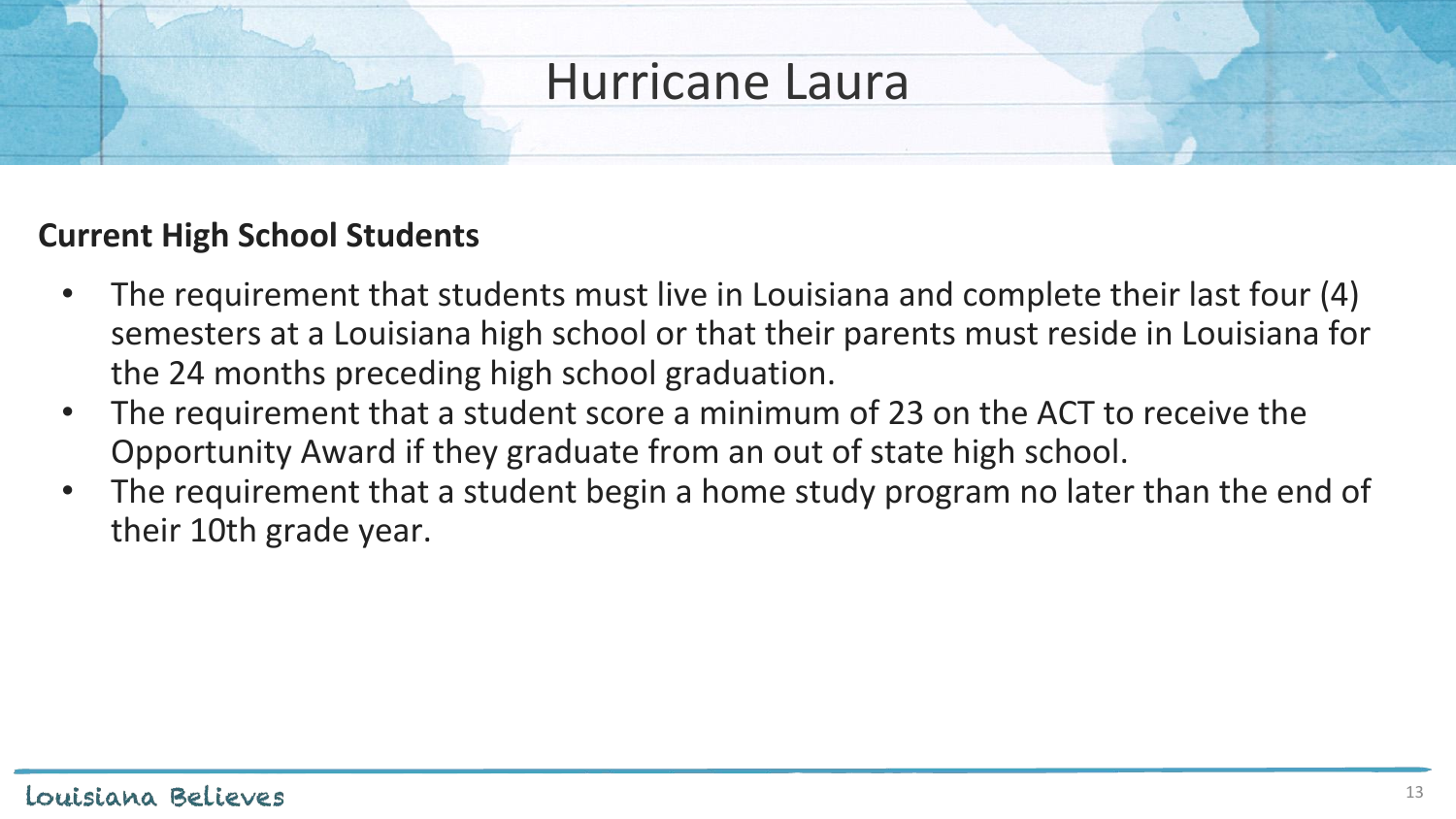# Hurricane Laura

**Current High School Students**

- The requirement that students must live in Louisiana and complete their last four (4) semesters at a Louisiana high school or that their parents must reside in Louisiana for the 24 months preceding high school graduation.
- The requirement that a student score a minimum of 23 on the ACT to receive the Opportunity Award if they graduate from an out of state high school.
- The requirement that a student begin a home study program no later than the end of their 10th grade year.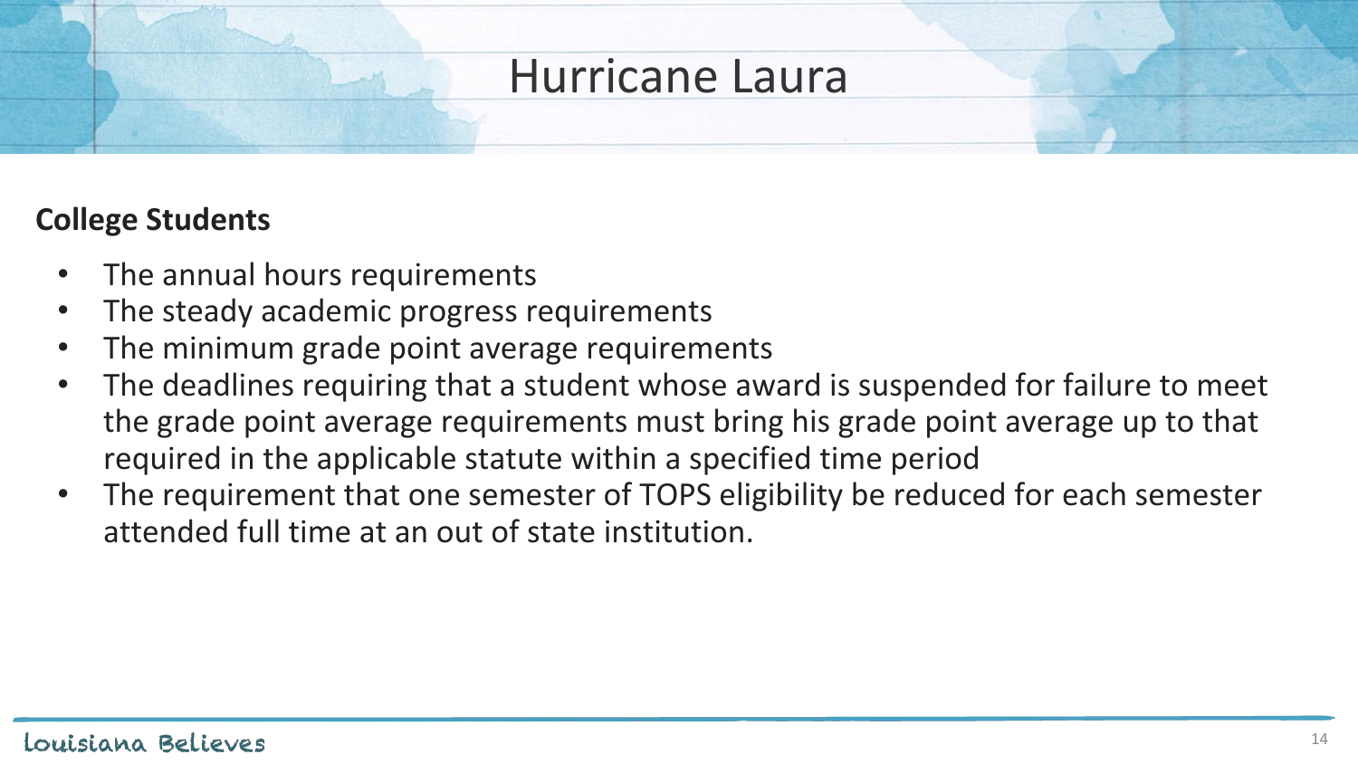# Hurricane Laura

**College Students**

- The annual hours requirements
- The steady academic progress requirements
- The minimum grade point average requirements
- The deadlines requiring that a student whose award is suspended for failure to meet the grade point average requirements must bring his grade point average up to that required in the applicable statute within a specified time period
- The requirement that one semester of TOPS eligibility be reduced for each semester attended full time at an out of state institution.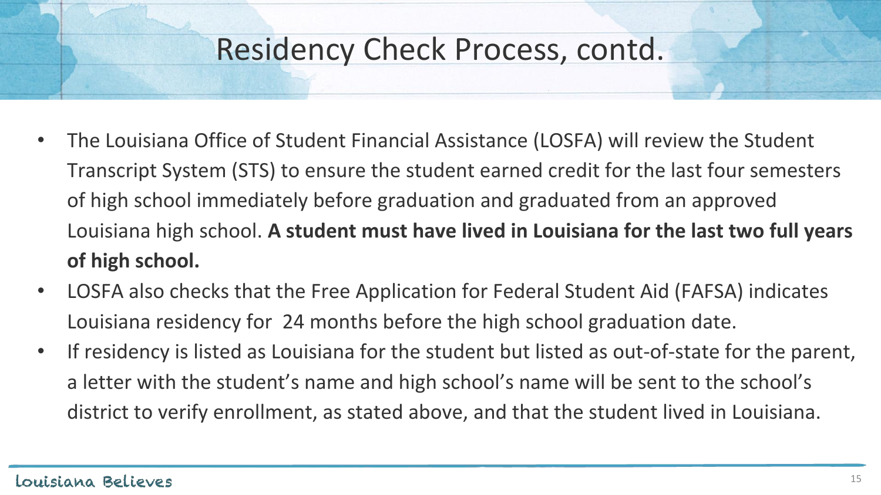# Residency Check Process, contd.

- The Louisiana Office of Student Financial Assistance (LOSFA) will review the Student Transcript System (STS) to ensure the student earned credit for the last four semesters of high school immediately before graduation and graduated from an approved Louisiana high school. **A student must have lived in Louisiana for the last two full years of high school.**
- LOSFA also checks that the Free Application for Federal Student Aid (FAFSA) indicates Louisiana residency for 24 months before the high school graduation date.
- If residency is listed as Louisiana for the student but listed as out-of-state for the parent, a letter with the student's name and high school's name will be sent to the school's district to verify enrollment, as stated above, and that the student lived in Louisiana.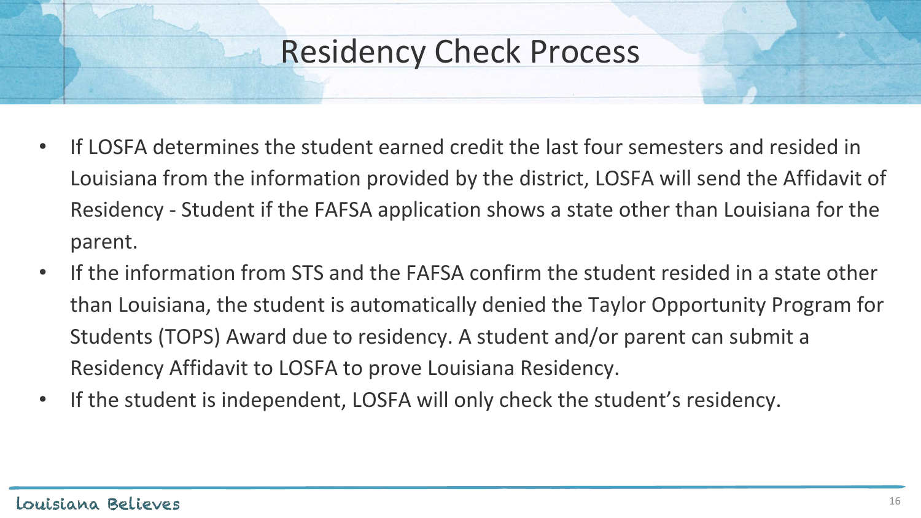# Residency Check Process

- If LOSFA determines the student earned credit the last four semesters and resided in Louisiana from the information provided by the district, LOSFA will send the Affidavit of Residency - Student if the FAFSA application shows a state other than Louisiana for the parent.
- If the information from STS and the FAFSA confirm the student resided in a state other than Louisiana, the student is automatically denied the Taylor Opportunity Program for Students (TOPS) Award due to residency. A student and/or parent can submit a Residency Affidavit to LOSFA to prove Louisiana Residency.
- If the student is independent, LOSFA will only check the student's residency.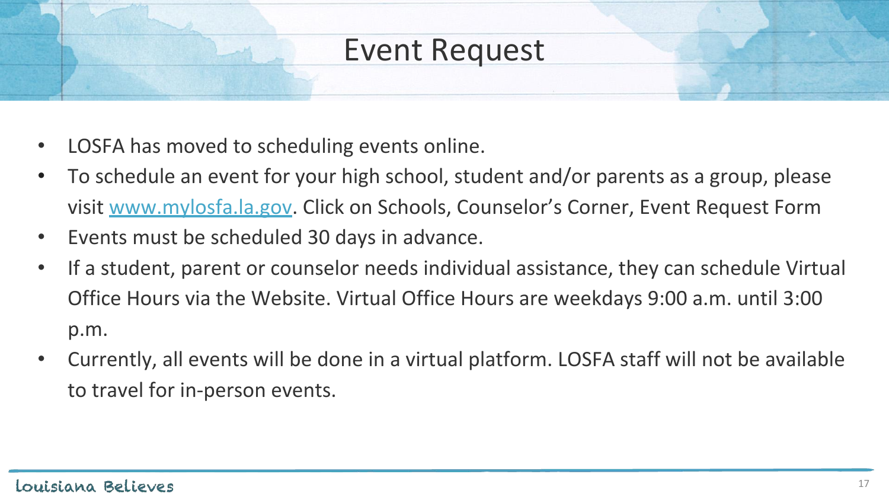# Event Request

- LOSFA has moved to scheduling events online.
- To schedule an event for your high school, student and/or parents as a group, please visit [www.mylosfa.la.gov](http://www.mylosfa.la.gov). Click on Schools, Counselor's Corner, Event Request Form
- Events must be scheduled 30 days in advance.
- If a student, parent or counselor needs individual assistance, they can schedule Virtual Office Hours via the Website. Virtual Office Hours are weekdays 9:00 a.m. until 3:00 p.m.
- Currently, all events will be done in a virtual platform. LOSFA staff will not be available to travel for in-person events.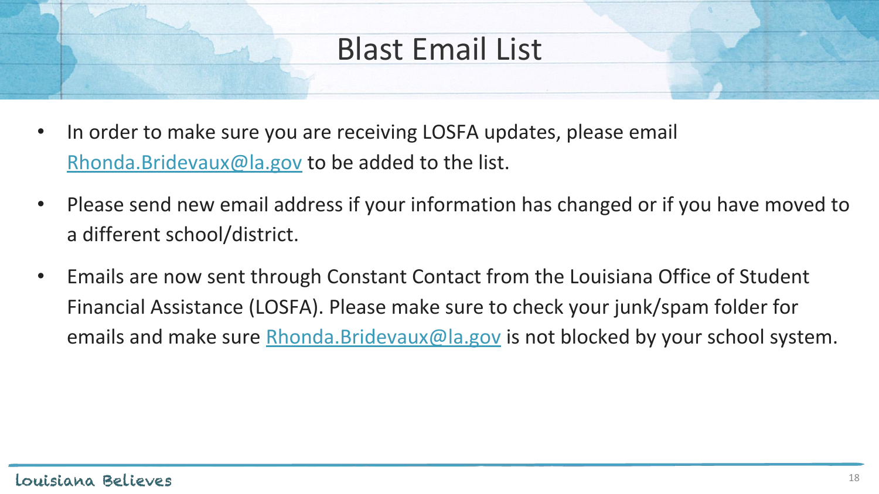# Blast Email List

- In order to make sure you are receiving LOSFA updates, please email Rhonda.Bridevaux@la.gov to be added to the list.
- Please send new email address if your information has changed or if you have moved to a different school/district.
- Emails are now sent through Constant Contact from the Louisiana Office of Student Financial Assistance (LOSFA). Please make sure to check your junk/spam folder for emails and make sure Rhonda.Bridevaux@la.gov is not blocked by your school system.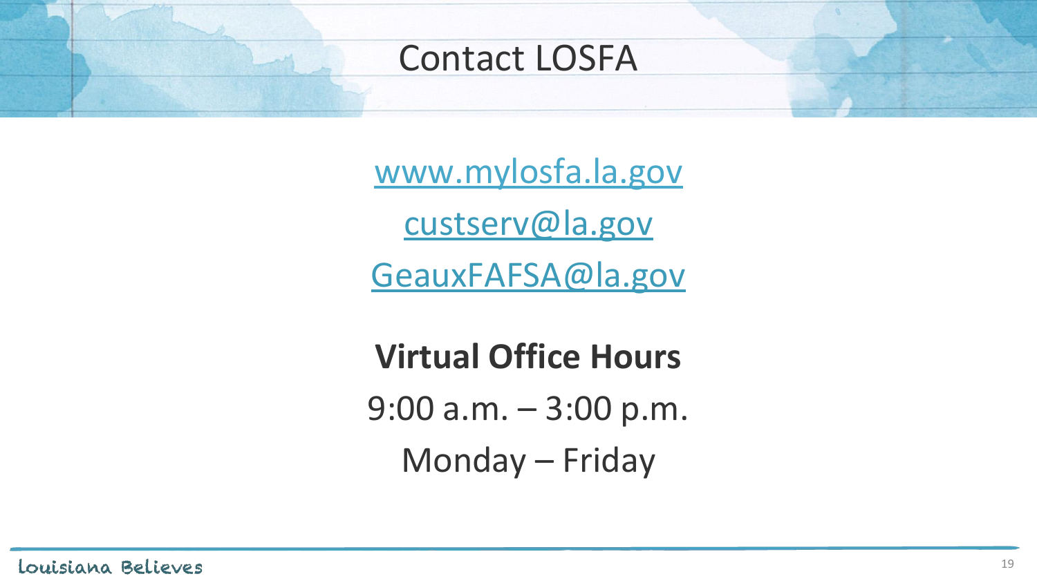# Contact LOSFA

www.mylosfa.la.gov

custserv@la.gov

GeauxFAFSA@la.gov

**Virtual Office Hours**

9:00 a.m. – 3:00 p.m.

Monday – Friday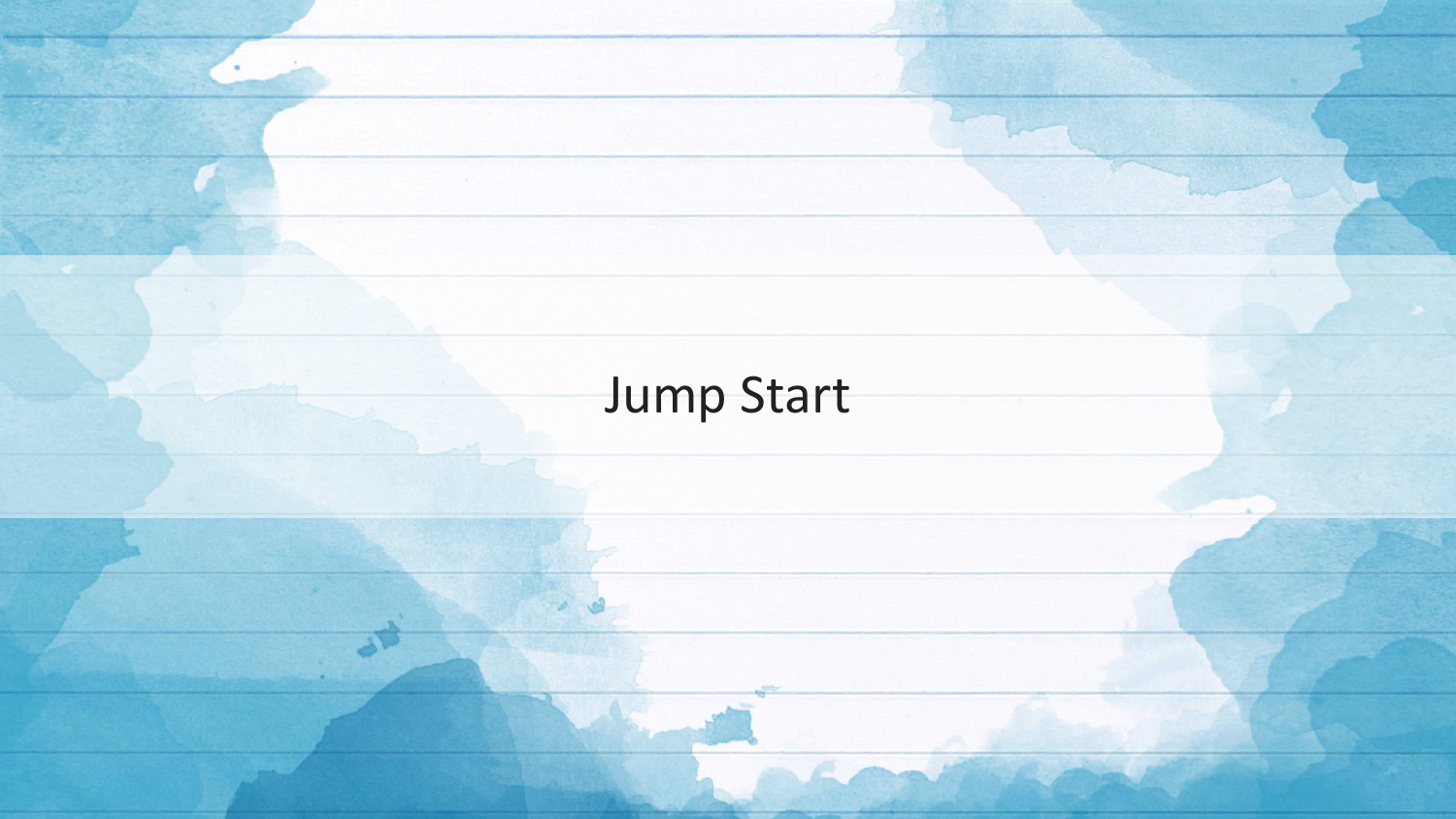# Jump Start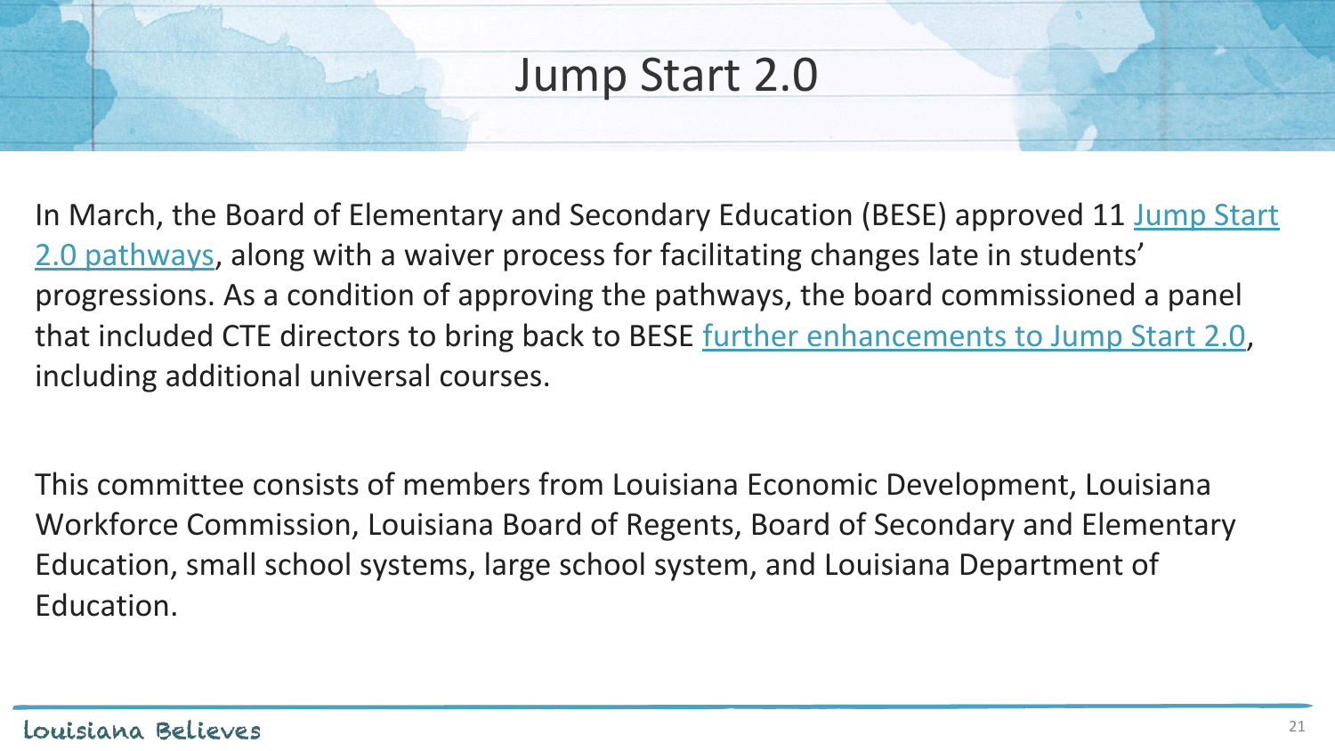# Jump Start 2.0

In March, the Board of Elementary and Secondary Education (BESE) approved 11 Jump Start 2.0 pathways, along with a waiver process for facilitating changes late in students' progressions. As a condition of approving the pathways, the board commissioned a panel that included CTE directors to bring back to BESE further enhancements to Jump Start 2.0, including additional universal courses.

This committee consists of members from Louisiana Economic Development, Louisiana Workforce Commission, Louisiana Board of Regents, Board of Secondary and Elementary Education, small school systems, large school system, and Louisiana Department of Education.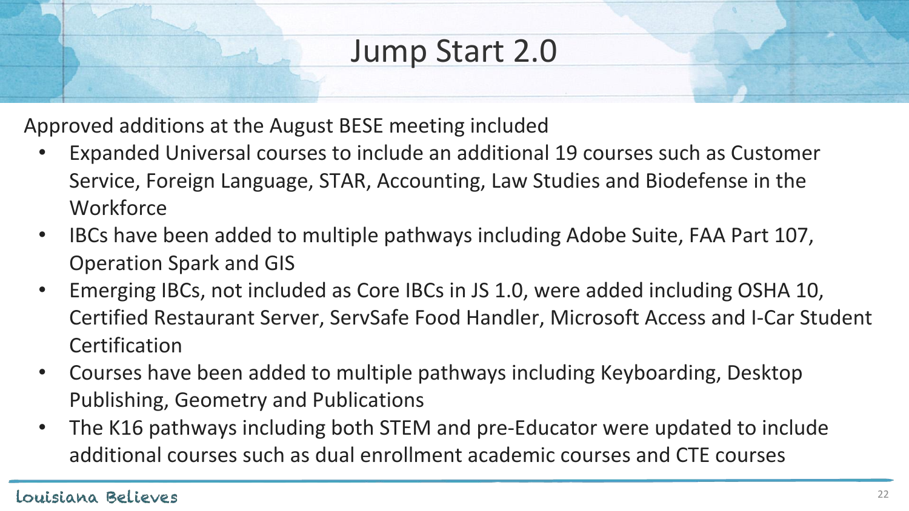# Jump Start 2.0

Approved additions at the August BESE meeting included

- Expanded Universal courses to include an additional 19 courses such as Customer Service, Foreign Language, STAR, Accounting, Law Studies and Biodefense in the Workforce
- IBCs have been added to multiple pathways including Adobe Suite, FAA Part 107, Operation Spark and GIS
- Emerging IBCs, not included as Core IBCs in JS 1.0, were added including OSHA 10, Certified Restaurant Server, ServSafe Food Handler, Microsoft Access and I-Car Student Certification
- Courses have been added to multiple pathways including Keyboarding, Desktop Publishing, Geometry and Publications
- The K16 pathways including both STEM and pre-Educator were updated to include additional courses such as dual enrollment academic courses and CTE courses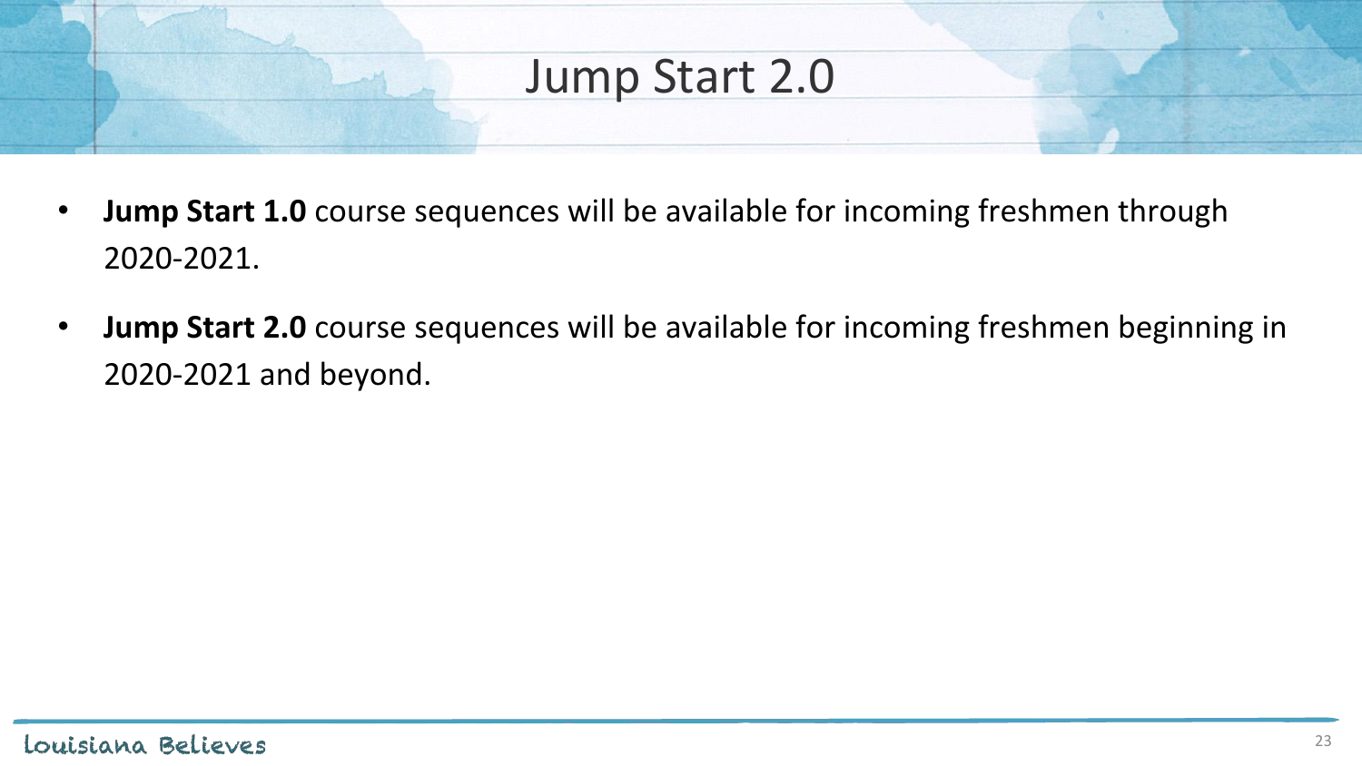# Jump Start 2.0

- **Jump Start 1.0** course sequences will be available for incoming freshmen through 2020-2021.
- **Jump Start 2.0** course sequences will be available for incoming freshmen beginning in 2020-2021 and beyond.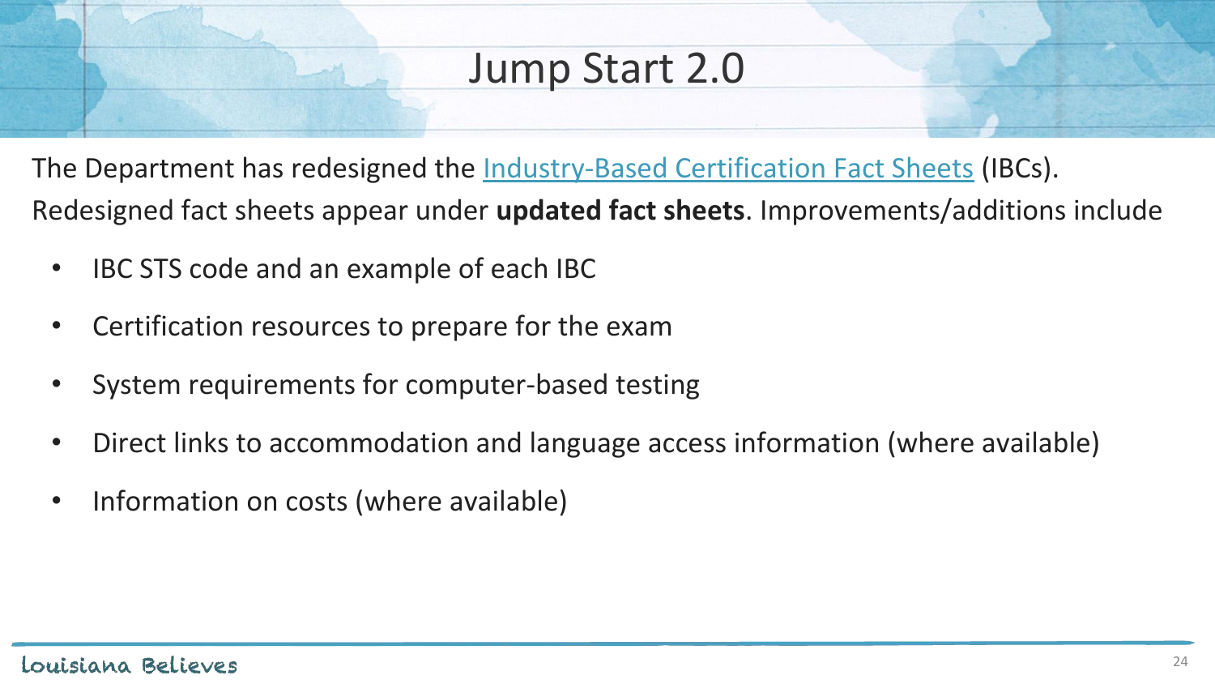# Jump Start 2.0

The Department has redesigned the Industry-Based Certification Fact Sheets (IBCs). Redesigned fact sheets appear under **updated fact sheets**. Improvements/additions include

- IBC STS code and an example of each IBC
- Certification resources to prepare for the exam
- System requirements for computer-based testing
- Direct links to accommodation and language access information (where available)
- Information on costs (where available)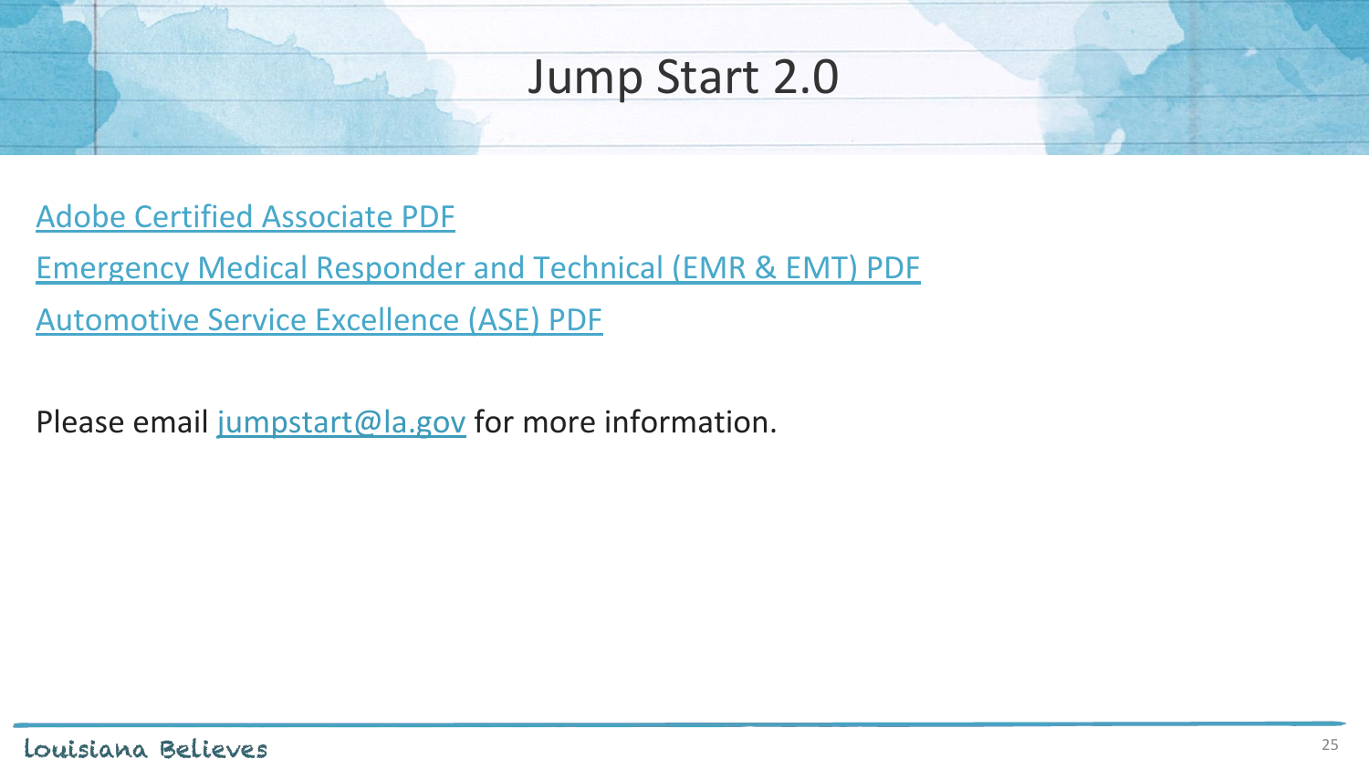# Jump Start 2.0

Adobe Certified Associate PDF

Emergency Medical Responder and Technical (EMR & EMT) PDF

Automotive Service Excellence (ASE) PDF

Please email jumpstart@la.gov for more information.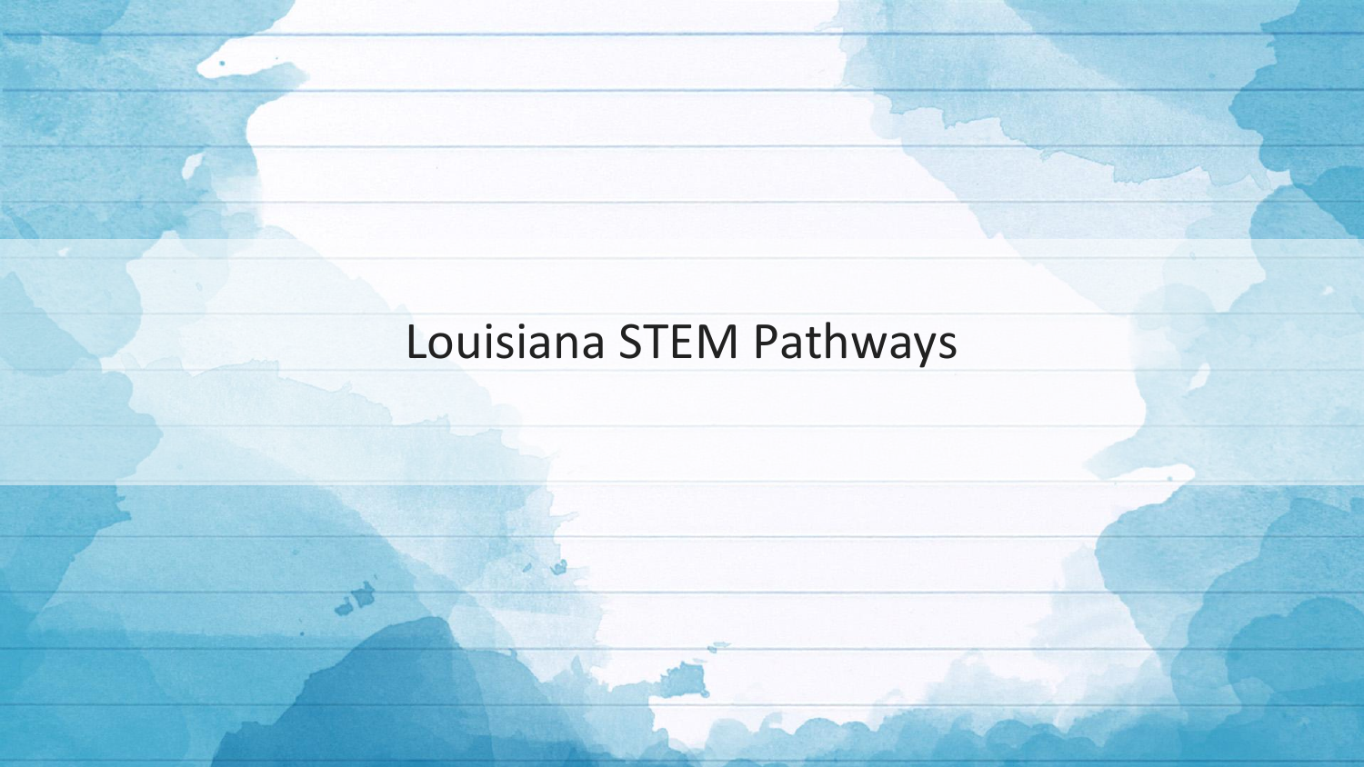# Louisiana STEM Pathways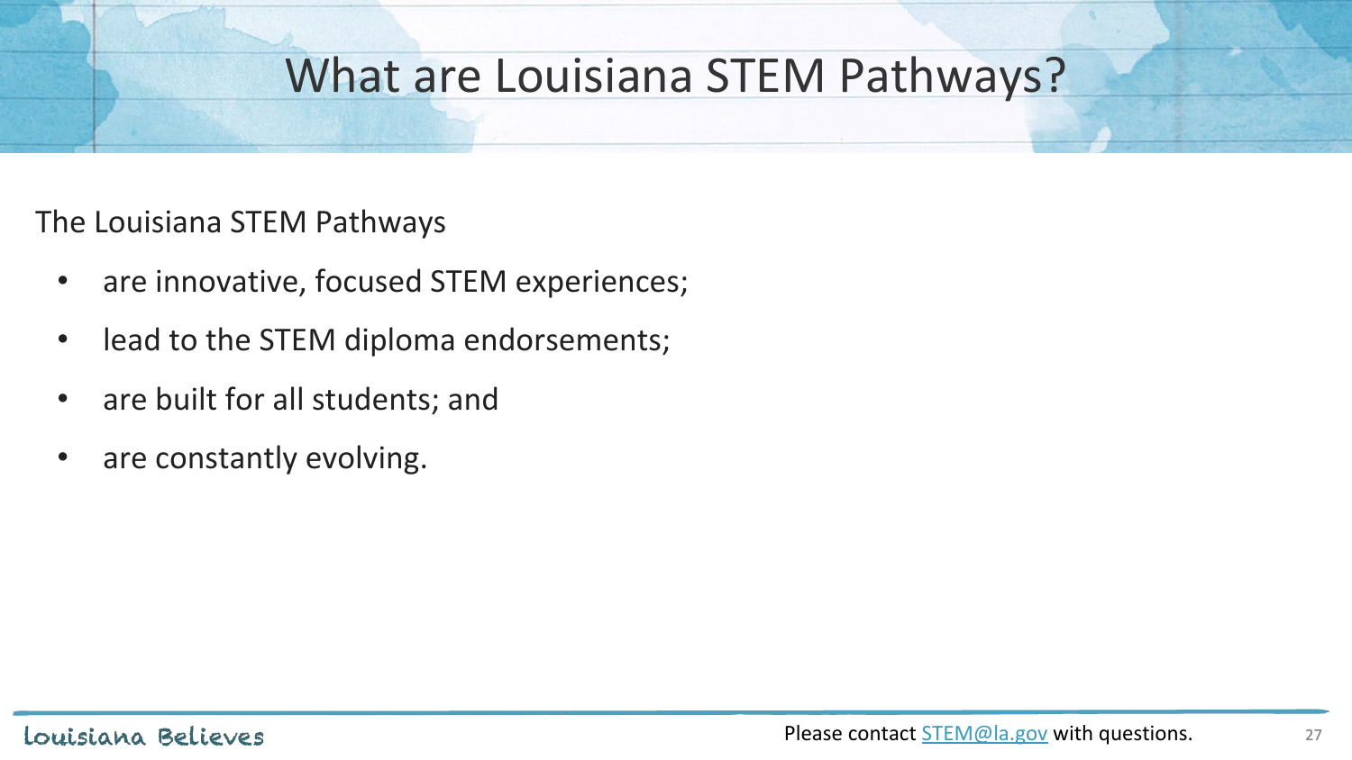# What are Louisiana STEM Pathways?

The Louisiana STEM Pathways

- are innovative, focused STEM experiences;
- lead to the STEM diploma endorsements;
- are built for all students; and
- are constantly evolving.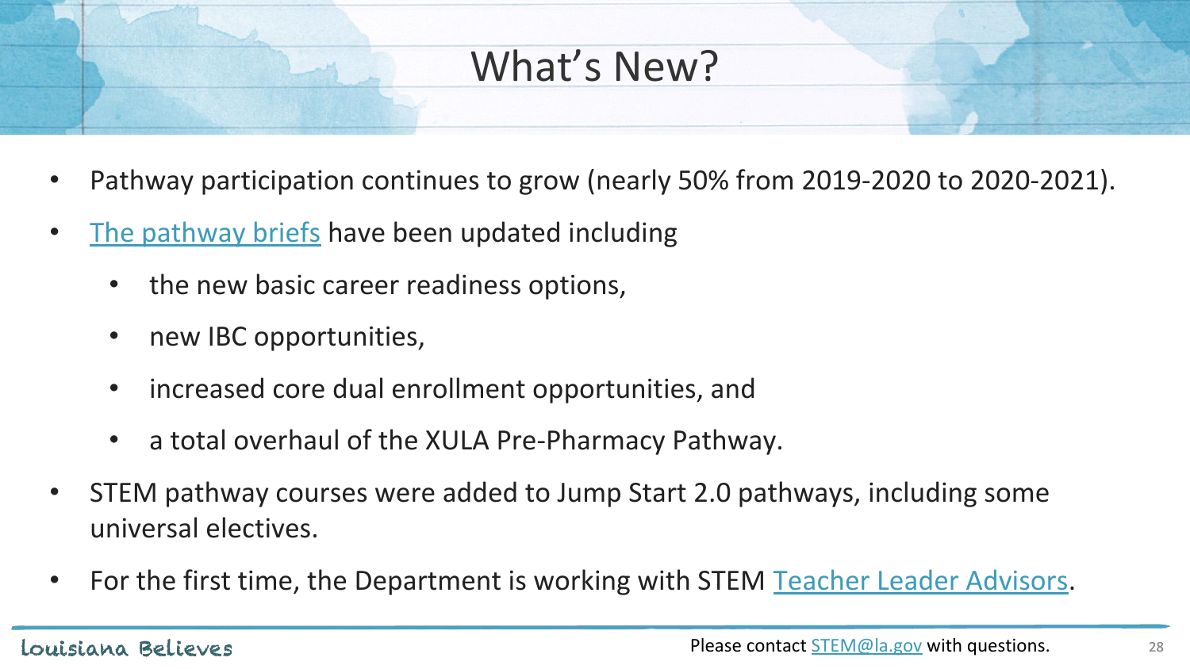# What's New?

- Pathway participation continues to grow (nearly 50% from 2019-2020 to 2020-2021).
- [The pathway briefs]() have been updated including
  - the new basic career readiness options,
  - new IBC opportunities,
  - increased core dual enrollment opportunities, and
  - a total overhaul of the XULA Pre-Pharmacy Pathway.
- STEM pathway courses were added to Jump Start 2.0 pathways, including some universal electives.
- For the first time, the Department is working with STEM [Teacher Leader Advisors]().

Please contact STEM@la.gov with questions.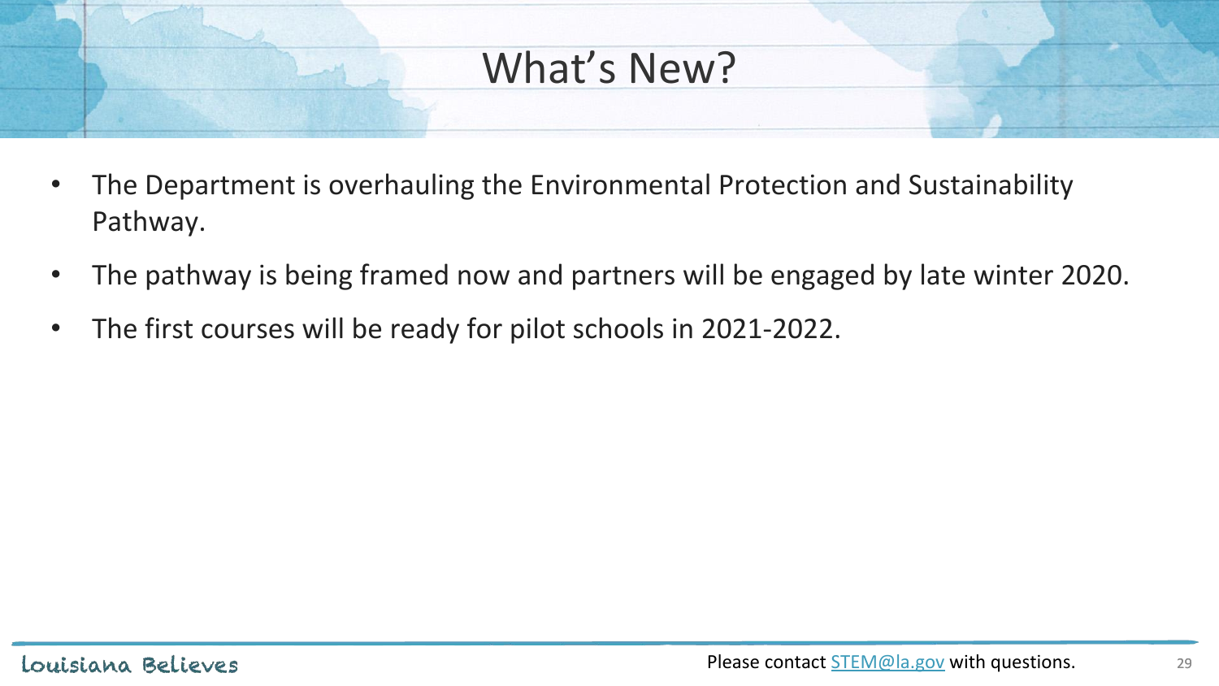# What's New?

- The Department is overhauling the Environmental Protection and Sustainability Pathway.
- The pathway is being framed now and partners will be engaged by late winter 2020.
- The first courses will be ready for pilot schools in 2021-2022.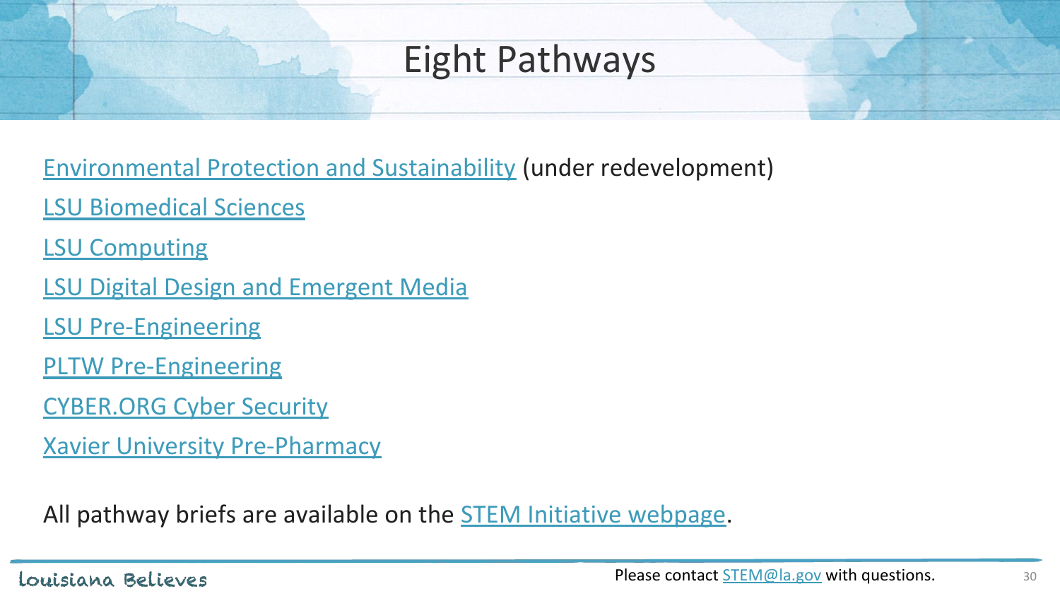# Eight Pathways

Environmental Protection and Sustainability (under redevelopment)

LSU Biomedical Sciences

LSU Computing

LSU Digital Design and Emergent Media

LSU Pre-Engineering

PLTW Pre-Engineering

CYBER.ORG Cyber Security

Xavier University Pre-Pharmacy

All pathway briefs are available on the STEM Initiative webpage.

Please contact STEM@la.gov with questions.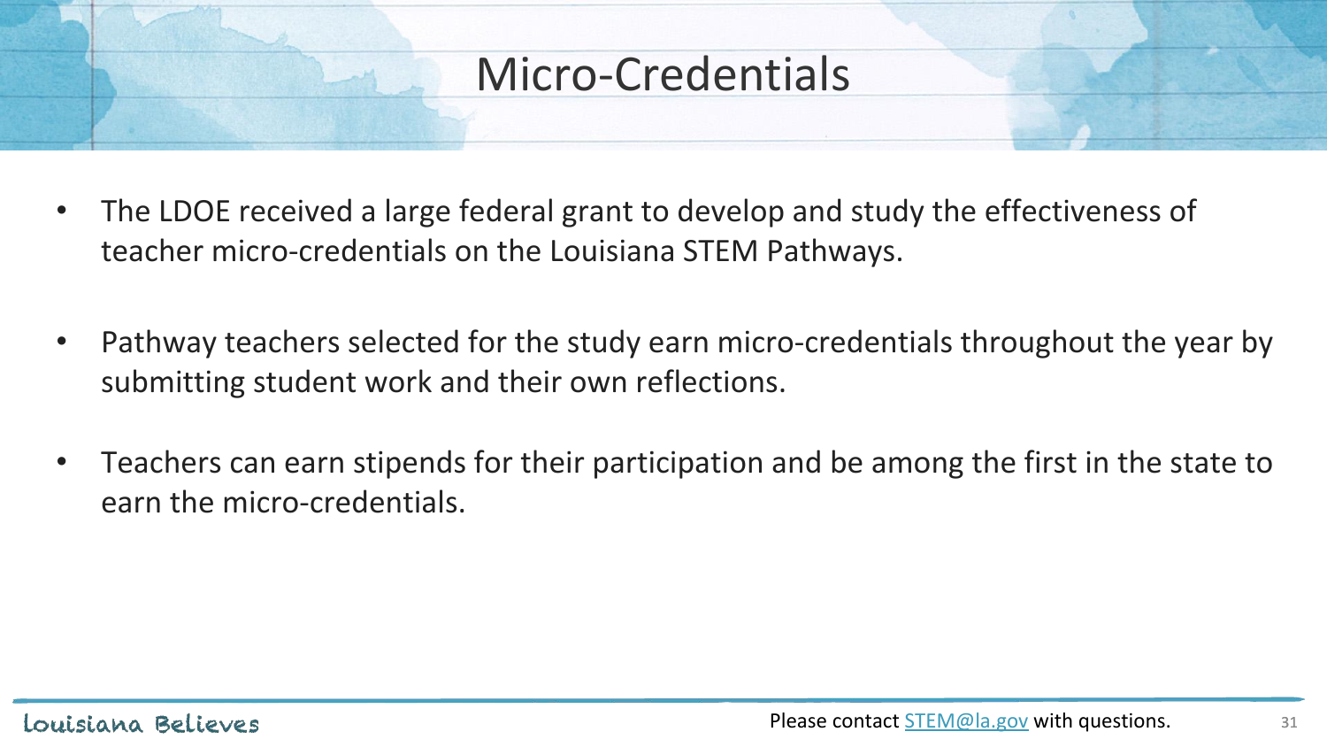# Micro-Credentials

- The LDOE received a large federal grant to develop and study the effectiveness of teacher micro-credentials on the Louisiana STEM Pathways.

- Pathway teachers selected for the study earn micro-credentials throughout the year by submitting student work and their own reflections.

- Teachers can earn stipends for their participation and be among the first in the state to earn the micro-credentials.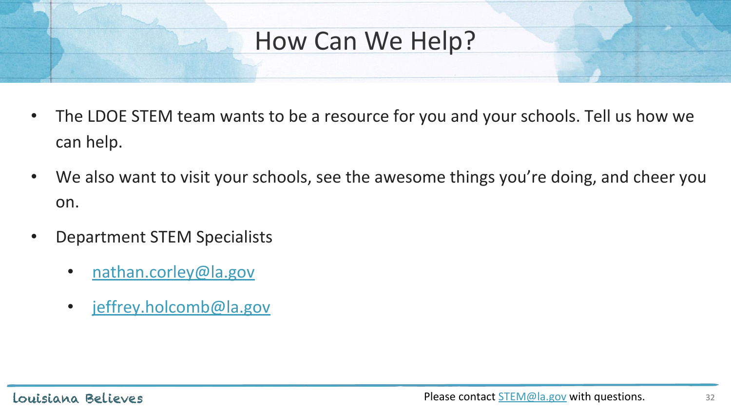# How Can We Help?

- The LDOE STEM team wants to be a resource for you and your schools. Tell us how we can help.
- We also want to visit your schools, see the awesome things you're doing, and cheer you on.
- Department STEM Specialists
  - nathan.corley@la.gov
  - jeffrey.holcomb@la.gov

Please contact STEM@la.gov with questions.